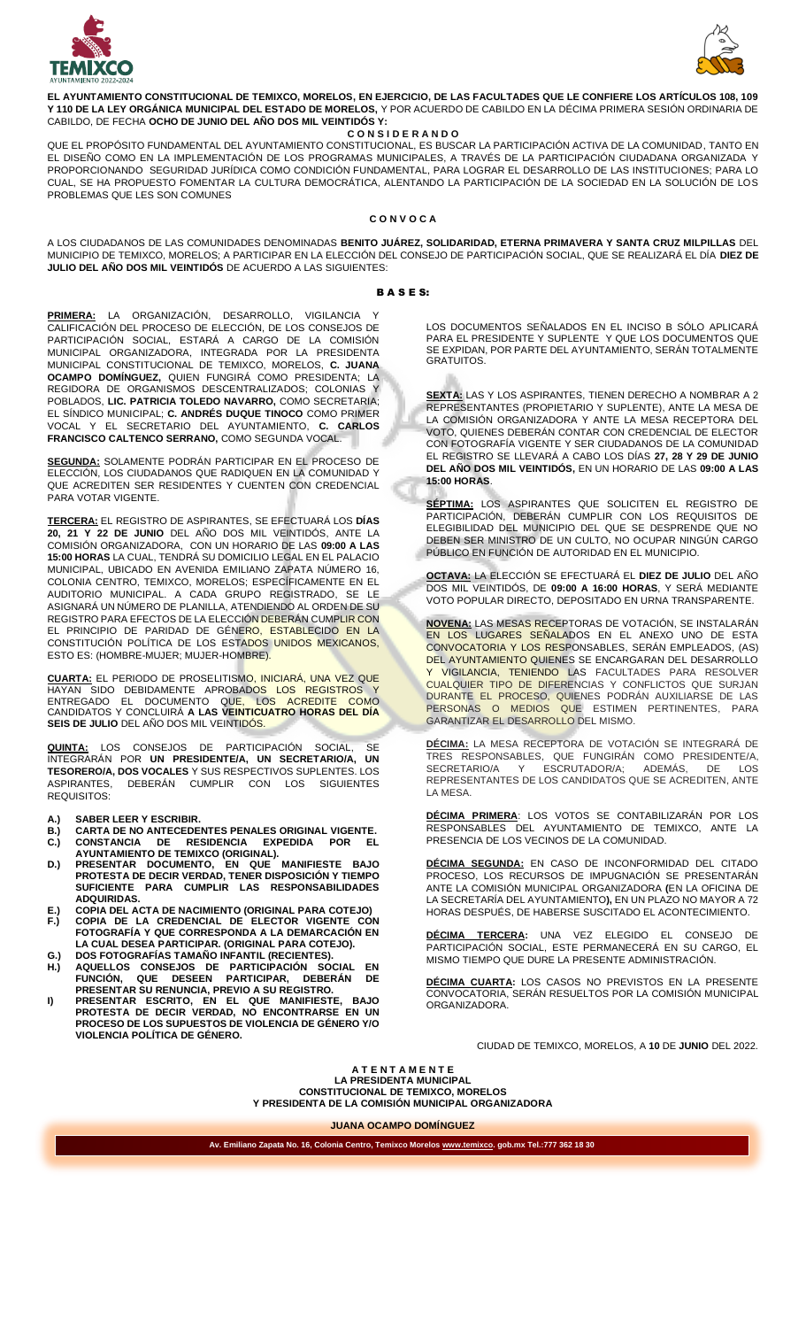**EL AYUNTAMIENTO CONSTITUCIONAL DE TEMIXCO, MORELOS, EN EJERCICIO, DE LAS FACULTADES QUE LE CONFIERE LOS ARTÍCULOS 108, 109 Y 110 DE LA LEY ORGÁNICA MUNICIPAL DEL ESTADO DE MORELOS,** Y POR ACUERDO DE CABILDO EN LA DÉCIMA PRIMERA SESIÓN ORDINARIA DE CABILDO, DE FECHA **OCHO DE JUNIO DEL AÑO DOS MIL VEINTIDÓS Y:**

**C O N S I D E R A N D O**

QUE EL PROPÓSITO FUNDAMENTAL DEL AYUNTAMIENTO CONSTITUCIONAL, ES BUSCAR LA PARTICIPACIÓN ACTIVA DE LA COMUNIDAD, TANTO EN EL DISEÑO COMO EN LA IMPLEMENTACIÓN DE LOS PROGRAMAS MUNICIPALES, A TRAVÉS DE LA PARTICIPACIÓN CIUDADANA ORGANIZADA Y PROPORCIONANDO SEGURIDAD JURÍDICA COMO CONDICIÓN FUNDAMENTAL, PARA LOGRAR EL DESARROLLO DE LAS INSTITUCIONES; PARA LO CUAL, SE HA PROPUESTO FOMENTAR LA CULTURA DEMOCRÁTICA, ALENTANDO LA PARTICIPACIÓN DE LA SOCIEDAD EN LA SOLUCIÓN DE LOS PROBLEMAS QUE LES SON COMUNES

**C O N V O C A**

A LOS CIUDADANOS DE LAS COMUNIDADES DENOMINADAS **BENITO JUÁREZ, SOLIDARIDAD, ETERNA PRIMAVERA Y SANTA CRUZ MILPILLAS** DEL MUNICIPIO DE TEMIXCO, MORELOS; A PARTICIPAR EN LA ELECCIÓN DEL CONSEJO DE PARTICIPACIÓN SOCIAL, QUE SE REALIZARÁ EL DÍA **DIEZ DE JULIO DEL AÑO DOS MIL VEINTIDÓS** DE ACUERDO A LAS SIGUIENTES:

**B A S E S:**

**PRIMERA:** LA ORGANIZACIÓN, DESARROLLO, VIGILANCIA Y CALIFICACIÓN DEL PROCESO DE ELECCIÓN, DE LOS CONSEJOS DE PARTICIPACIÓN SOCIAL, ESTARÁ A CARGO DE LA COMISIÓN MUNICIPAL ORGANIZADORA, INTEGRADA POR LA PRESIDENTA MUNICIPAL CONSTITUCIONAL DE TEMIXCO, MORELOS, **C. JUANA OCAMPO DOMÍNGUEZ,** QUIEN FUNGIRÁ COMO PRESIDENTA; LA REGIDORA DE ORGANISMOS DESCENTRALIZADOS; COLONIAS Y POBLADOS, **LIC. PATRICIA TOLEDO NAVARRO,** COMO SECRETARIA; EL SÍNDICO MUNICIPAL; **C. ANDRÉS DUQUE TINOCO** COMO PRIMER VOCAL Y EL SECRETARIO DEL AYUNTAMIENTO, **C. CARLOS FRANCISCO CALTENCO SERRANO,** COMO SEGUNDA VOCAL.

**SEGUNDA:** SOLAMENTE PODRÁN PARTICIPAR EN EL PROCESO DE ELECCIÓN, LOS CIUDADANOS QUE RADIQUEN EN LA COMUNIDAD Y QUE ACREDITEN SER RESIDENTES Y CUENTEN CON CREDENCIAL PARA VOTAR VIGENTE.

**TERCERA:** EL REGISTRO DE ASPIRANTES, SE EFECTUARÁ LOS **DÍAS 20, 21 Y 22 DE JUNIO** DEL AÑO DOS MIL VEINTIDÓS, ANTE LA COMISIÓN ORGANIZADORA, CON UN HORARIO DE LAS **09:00 A LAS 15:00 HORAS** LA CUAL, TENDRÁ SU DOMICILIO LEGAL EN EL PALACIO MUNICIPAL, UBICADO EN AVENIDA EMILIANO ZAPATA NÚMERO 16, COLONIA CENTRO, TEMIXCO, MORELOS; ESPECÍFICAMENTE EN EL AUDITORIO MUNICIPAL. A CADA GRUPO REGISTRADO, SE LE ASIGNARÁ UN NÚMERO DE PLANILLA, ATENDIENDO AL ORDEN DE SU REGISTRO PARA EFECTOS DE LA ELECCIÓN DEBERÁN CUMPLIR CON EL PRINCIPIO DE PARIDAD DE GÉNERO, ESTABLECIDO EN LA CONSTITUCIÓN POLÍTICA DE LOS ESTADOS UNIDOS MEXICANOS, ESTO ES: (HOMBRE-MUJER; MUJER-HOMBRE).

**CUARTA:** EL PERIODO DE PROSELITISMO, INICIARÁ, UNA VEZ QUE HAYAN SIDO DEBIDAMENTE APROBADOS LOS REGISTROS Y ENTREGADO EL DOCUMENTO QUE, LOS ACREDITE COMO CANDIDATOS Y CONCLUIRÁ **A LAS VEINTICUATRO HORAS DEL DÍA SEIS DE JULIO** DEL AÑO DOS MIL VEINTIDÓS.

**QUINTA:** LOS CONSEJOS DE PARTICIPACIÓN SOCIAL, SE INTEGRARÁN POR **UN PRESIDENTE/A, UN SECRETARIO/A, UN TESORERO/A, DOS VOCALES** Y SUS RESPECTIVOS SUPLENTES. LOS ASPIRANTES, DEBERÁN CUMPLIR CON LOS SIGUIENTES REQUISITOS:

- **A.) SABER LEER Y ESCRIBIR.**
- **B.) CARTA DE NO ANTECEDENTES PENALES ORIGINAL VIGENTE.**
- **C.) CONSTANCIA DE RESIDENCIA EXPEDIDA POR EL AYUNTAMIENTO DE TEMIXCO (ORIGINAL).**
- **D.) PRESENTAR DOCUMENTO, EN QUE MANIFIESTE BAJO PROTESTA DE DECIR VERDAD, TENER DISPOSICIÓN Y TIEMPO SUFICIENTE PARA CUMPLIR LAS RESPONSABILIDADES ADQUIRIDAS.**
- **E.) COPIA DEL ACTA DE NACIMIENTO (ORIGINAL PARA COTEJO)**
- **F.) COPIA DE LA CREDENCIAL DE ELECTOR VIGENTE CON FOTOGRAFÍA Y QUE CORRESPONDA A LA DEMARCACIÓN EN LA CUAL DESEA PARTICIPAR. (ORIGINAL PARA COTEJO).**
- **G.) DOS FOTOGRAFÍAS TAMAÑO INFANTIL (RECIENTES).**
- **H.) AQUELLOS CONSEJOS DE PARTICIPACIÓN SOCIAL EN FUNCIÓN, QUE DESEEN PARTICIPAR, DEBERÁN DE PRESENTAR SU RENUNCIA, PREVIO A SU REGISTRO.**
- **I) PRESENTAR ESCRITO, EN EL QUE MANIFIESTE, BAJO PROTESTA DE DECIR VERDAD, NO ENCONTRARSE EN UN PROCESO DE LOS SUPUESTOS DE VIOLENCIA DE GÉNERO Y/O VIOLENCIA POLÍTICA DE GÉNERO.**

LOS DOCUMENTOS SEÑALADOS EN EL INCISO B SÓLO APLICARÁ PARA EL PRESIDENTE Y SUPLENTE Y QUE LOS DOCUMENTOS QUE SE EXPIDAN, POR PARTE DEL AYUNTAMIENTO, SERÁN TOTALMENTE GRATUITOS.

**SEXTA:** LAS Y LOS ASPIRANTES, TIENEN DERECHO A NOMBRAR A 2 REPRESENTANTES (PROPIETARIO Y SUPLENTE), ANTE LA MESA DE LA COMISIÓN ORGANIZADORA Y ANTE LA MESA RECEPTORA DEL VOTO, QUIENES DEBERÁN CONTAR CON CREDENCIAL DE ELECTOR CON FOTOGRAFÍA VIGENTE Y SER CIUDADANOS DE LA COMUNIDAD EL REGISTRO SE LLEVARÁ A CABO LOS DÍAS **27, 28 Y 29 DE JUNIO DEL AÑO DOS MIL VEINTIDÓS,** EN UN HORARIO DE LAS **09:00 A LAS 15:00 HORAS**.

**SÉPTIMA:** LOS ASPIRANTES QUE SOLICITEN EL REGISTRO DE PARTICIPACIÓN, DEBERÁN CUMPLIR CON LOS REQUISITOS DE ELEGIBILIDAD DEL MUNICIPIO DEL QUE SE DESPRENDE QUE NO DEBEN SER MINISTRO DE UN CULTO, NO OCUPAR NINGÚN CARGO PÚBLICO EN FUNCIÓN DE AUTORIDAD EN EL MUNICIPIO.

**OCTAVA:** LA ELECCIÓN SE EFECTUARÁ EL **DIEZ DE JULIO** DEL AÑO DOS MIL VEINTIDÓS, DE **09:00 A 16:00 HORAS**, Y SERÁ MEDIANTE VOTO POPULAR DIRECTO, DEPOSITADO EN URNA TRANSPARENTE.

**NOVENA:** LAS MESAS RECEPTORAS DE VOTACIÓN, SE INSTALARÁN EN LOS LUGARES SEÑALADOS EN EL ANEXO UNO DE ESTA CONVOCATORIA Y LOS RESPONSABLES, SERÁN EMPLEADOS, (AS) DEL AYUNTAMIENTO QUIENES SE ENCARGARAN DEL DESARROLLO Y VIGILANCIA, TENIENDO LAS FACULTADES PARA RESOLVER CUALQUIER TIPO DE DIFERENCIAS Y CONFLICTOS QUE SURJAN DURANTE EL PROCESO, QUIENES PODRÁN AUXILIARSE DE LAS PERSONAS O MEDIOS QUE ESTIMEN PERTINENTES, PARA GARANTIZAR EL DESARROLLO DEL MISMO.

**DÉCIMA:** LA MESA RECEPTORA DE VOTACIÓN SE INTEGRARÁ DE TRES RESPONSABLES, QUE FUNGIRÁN COMO PRESIDENTE/A, SECRETARIO/A Y ESCRUTADOR/A; ADEMÁS, DE LOS REPRESENTANTES DE LOS CANDIDATOS QUE SE ACREDITEN, ANTE LA MESA.

**DÉCIMA PRIMERA**: LOS VOTOS SE CONTABILIZARÁN POR LOS RESPONSABLES DEL AYUNTAMIENTO DE TEMIXCO, ANTE LA PRESENCIA DE LOS VECINOS DE LA COMUNIDAD.

**DÉCIMA SEGUNDA:** EN CASO DE INCONFORMIDAD DEL CITADO PROCESO, LOS RECURSOS DE IMPUGNACIÓN SE PRESENTARÁN ANTE LA COMISIÓN MUNICIPAL ORGANIZADORA **(**EN LA OFICINA DE LA SECRETARÍA DEL AYUNTAMIENTO**),** EN UN PLAZO NO MAYOR A 72 HORAS DESPUÉS, DE HABERSE SUSCITADO EL ACONTECIMIENTO.

**DÉCIMA TERCERA:** UNA VEZ ELEGIDO EL CONSEJO DE PARTICIPACIÓN SOCIAL, ESTE PERMANECERÁ EN SU CARGO, EL MISMO TIEMPO QUE DURE LA PRESENTE ADMINISTRACIÓN.

**DÉCIMA CUARTA:** LOS CASOS NO PREVISTOS EN LA PRESENTE CONVOCATORIA, SERÁN RESUELTOS POR LA COMISIÓN MUNICIPAL ORGANIZADORA.

CIUDAD DE TEMIXCO, MORELOS, A **10** DE **JUNIO** DEL 2022.

**A T E N T A M E N T E**
**LA PRESIDENTA MUNICIPAL**
**CONSTITUCIONAL DE TEMIXCO, MORELOS**
**Y PRESIDENTA DE LA COMISIÓN MUNICIPAL ORGANIZADORA**

**JUANA OCAMPO DOMÍNGUEZ**

**Av. Emiliano Zapata No. 16, Colonia Centro, Temixco Morelos www.temixco. gob.mx Tel.:777 362 18 30**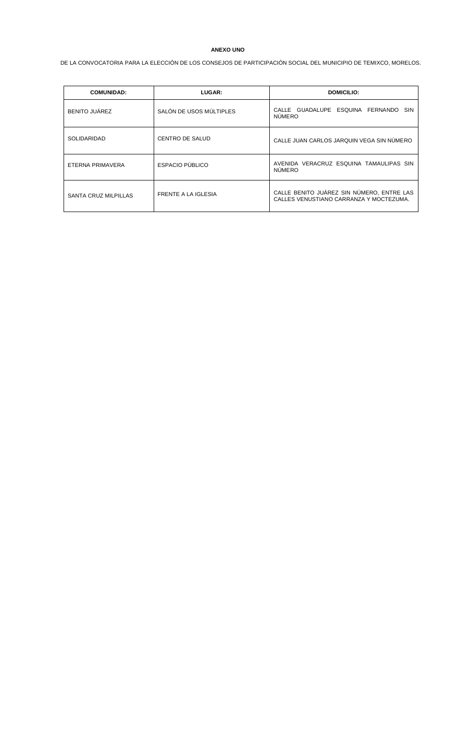**ANEXO UNO**

DE LA CONVOCATORIA PARA LA ELECCIÓN DE LOS CONSEJOS DE PARTICIPACIÓN SOCIAL DEL MUNICIPIO DE TEMIXCO, MORELOS.

| COMUNIDAD: | LUGAR: | DOMICILIO: |
|---|---|---|
| BENITO JUÁREZ | SALÓN DE USOS MÚLTIPLES | CALLE GUADALUPE ESQUINA FERNANDO SIN NÚMERO |
| SOLIDARIDAD | CENTRO DE SALUD | CALLE JUAN CARLOS JARQUIN VEGA SIN NÚMERO |
| ETERNA PRIMAVERA | ESPACIO PÚBLICO | AVENIDA VERACRUZ ESQUINA TAMAULIPAS SIN NÚMERO |
| SANTA CRUZ MILPILLAS | FRENTE A LA IGLESIA | CALLE BENITO JUÁREZ SIN NÚMERO, ENTRE LAS CALLES VENUSTIANO CARRANZA Y MOCTEZUMA. |